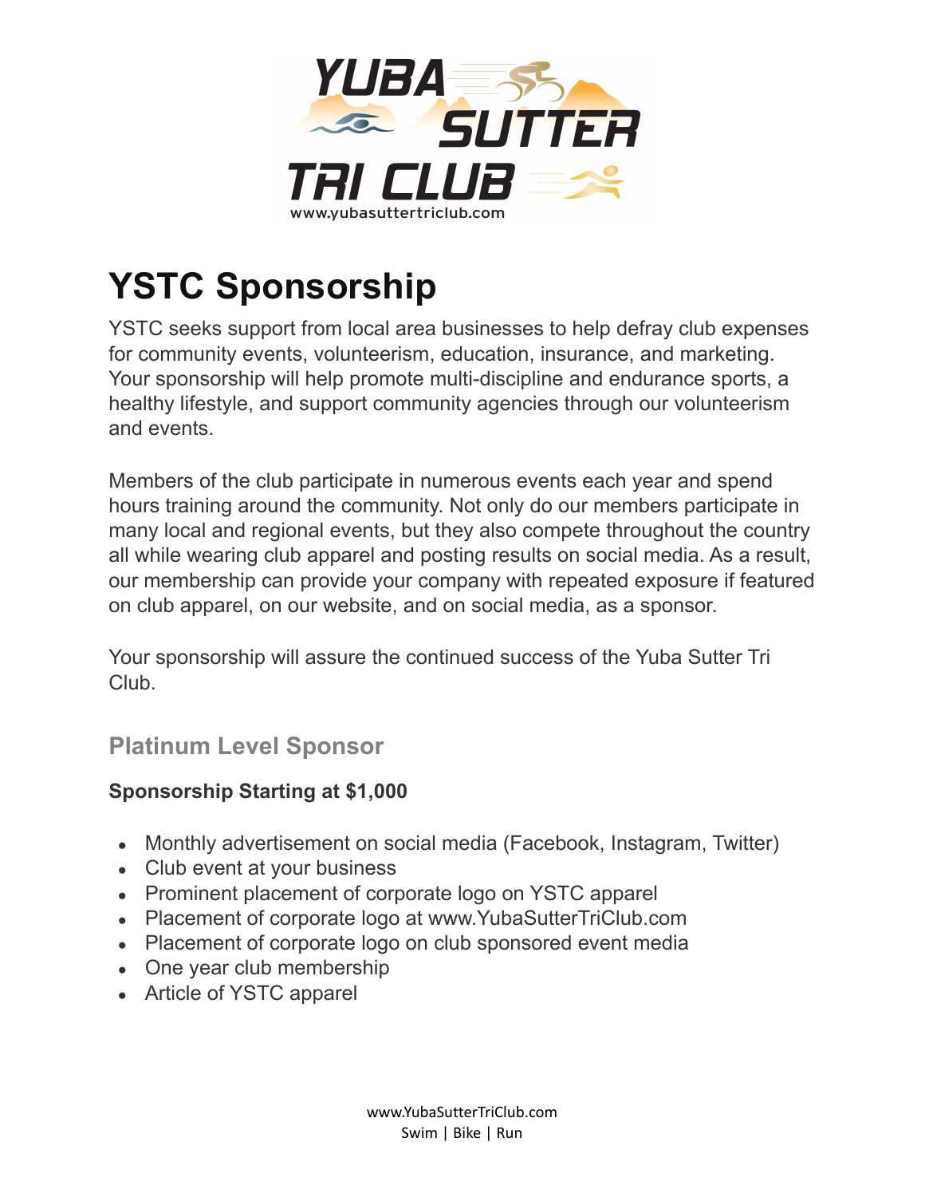# YSTC Sponsorship

YSTC seeks support from local area businesses to help defray club expenses for community events, volunteerism, education, insurance, and marketing. Your sponsorship will help promote multi-discipline and endurance sports, a healthy lifestyle, and support community agencies through our volunteerism and events.

Members of the club participate in numerous events each year and spend hours training around the community. Not only do our members participate in many local and regional events, but they also compete throughout the country all while wearing club apparel and posting results on social media. As a result, our membership can provide your company with repeated exposure if featured on club apparel, on our website, and on social media, as a sponsor.

Your sponsorship will assure the continued success of the Yuba Sutter Tri Club.

## Platinum Level Sponsor

**Sponsorship Starting at $1,000**

- Monthly advertisement on social media (Facebook, Instagram, Twitter)
- Club event at your business
- Prominent placement of corporate logo on YSTC apparel
- Placement of corporate logo at www.YubaSutterTriClub.com
- Placement of corporate logo on club sponsored event media
- One year club membership
- Article of YSTC apparel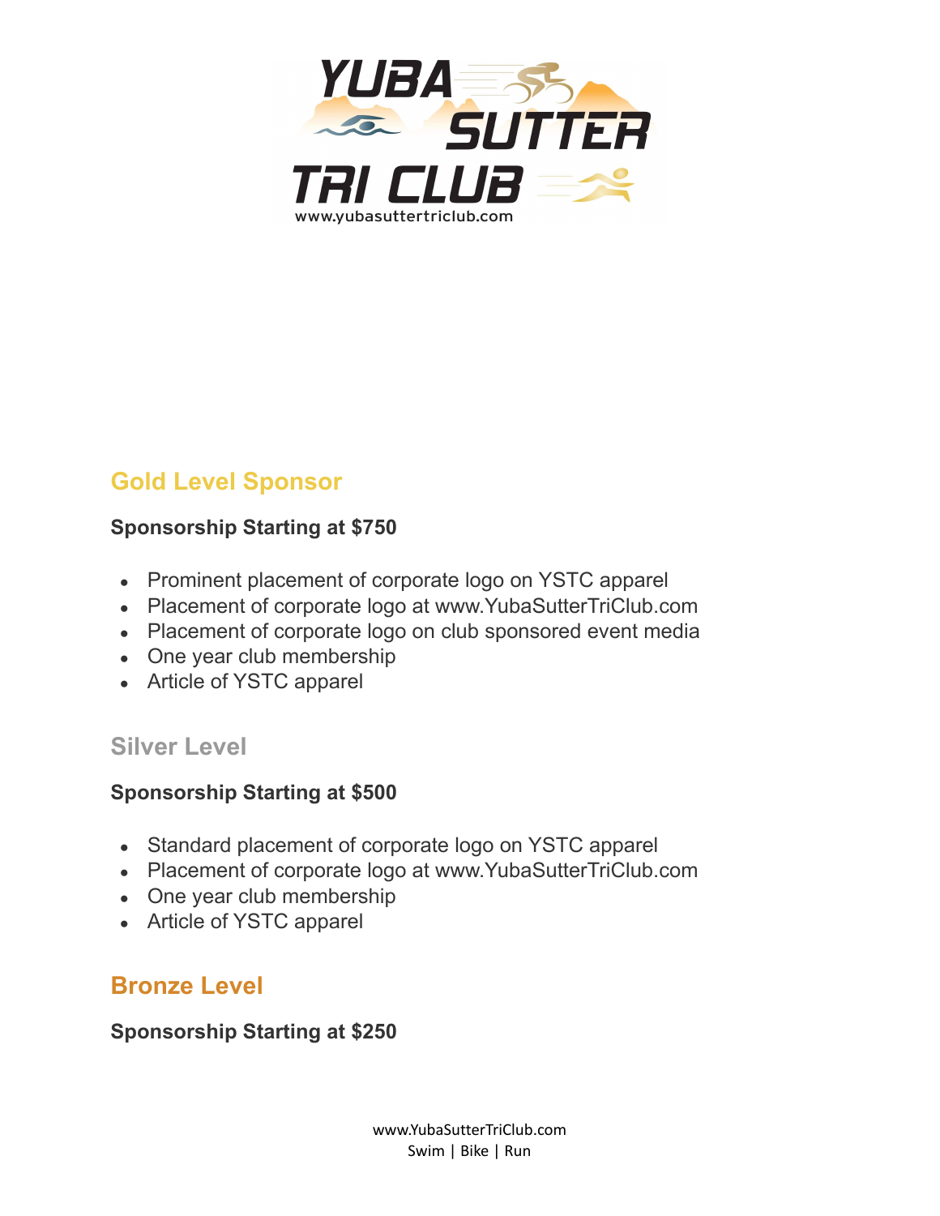## Gold Level Sponsor

**Sponsorship Starting at $750**

- Prominent placement of corporate logo on YSTC apparel
- Placement of corporate logo at www.YubaSutterTriClub.com
- Placement of corporate logo on club sponsored event media
- One year club membership
- Article of YSTC apparel

## Silver Level

**Sponsorship Starting at $500**

- Standard placement of corporate logo on YSTC apparel
- Placement of corporate logo at www.YubaSutterTriClub.com
- One year club membership
- Article of YSTC apparel

## Bronze Level

**Sponsorship Starting at $250**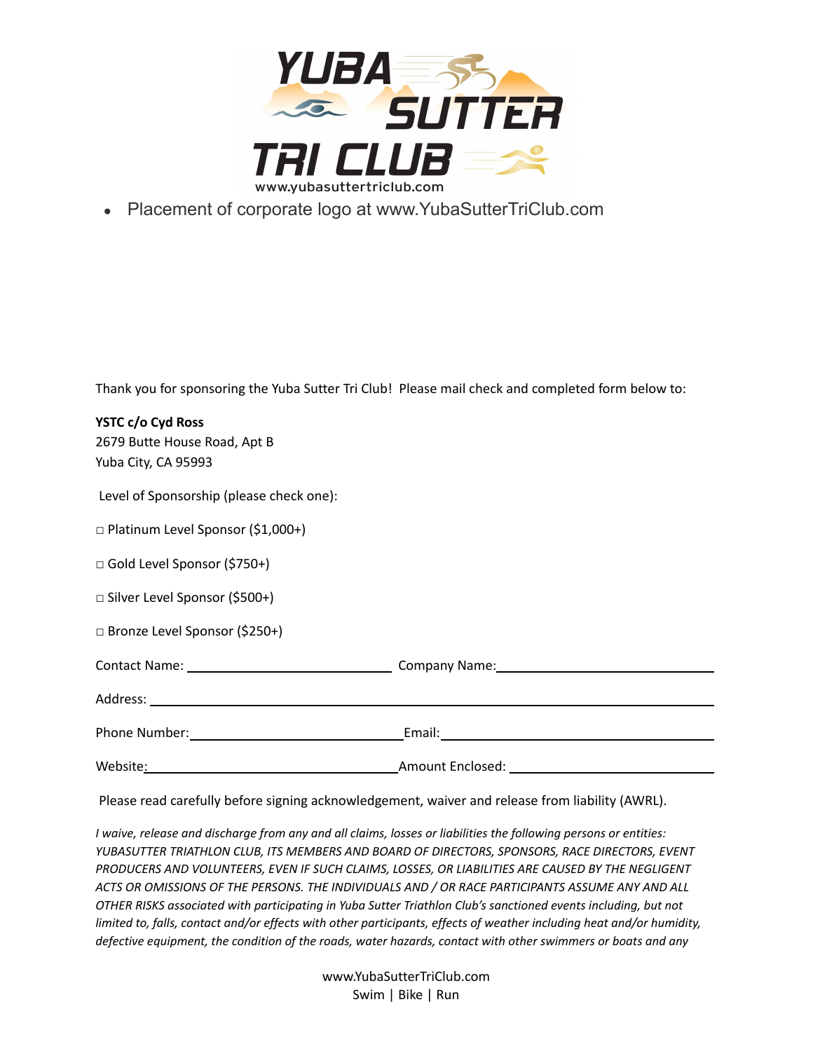- Placement of corporate logo at www.YubaSutterTriClub.com

Thank you for sponsoring the Yuba Sutter Tri Club! Please mail check and completed form below to:

**YSTC c/o Cyd Ross**
2679 Butte House Road, Apt B
Yuba City, CA 95993

Level of Sponsorship (please check one):

□ Platinum Level Sponsor ($1,000+)

□ Gold Level Sponsor ($750+)

□ Silver Level Sponsor ($500+)

□ Bronze Level Sponsor ($250+)

Contact Name: ______________________ Company Name: ______________________

Address: ______________________________________________

Phone Number: ______________________ Email: ______________________

Website: ______________________ Amount Enclosed: ______________________

Please read carefully before signing acknowledgement, waiver and release from liability (AWRL).

*I waive, release and discharge from any and all claims, losses or liabilities the following persons or entities: YUBASUTTER TRIATHLON CLUB, ITS MEMBERS AND BOARD OF DIRECTORS, SPONSORS, RACE DIRECTORS, EVENT PRODUCERS AND VOLUNTEERS, EVEN IF SUCH CLAIMS, LOSSES, OR LIABILITIES ARE CAUSED BY THE NEGLIGENT ACTS OR OMISSIONS OF THE PERSONS. THE INDIVIDUALS AND / OR RACE PARTICIPANTS ASSUME ANY AND ALL OTHER RISKS associated with participating in Yuba Sutter Triathlon Club's sanctioned events including, but not limited to, falls, contact and/or effects with other participants, effects of weather including heat and/or humidity, defective equipment, the condition of the roads, water hazards, contact with other swimmers or boats and any*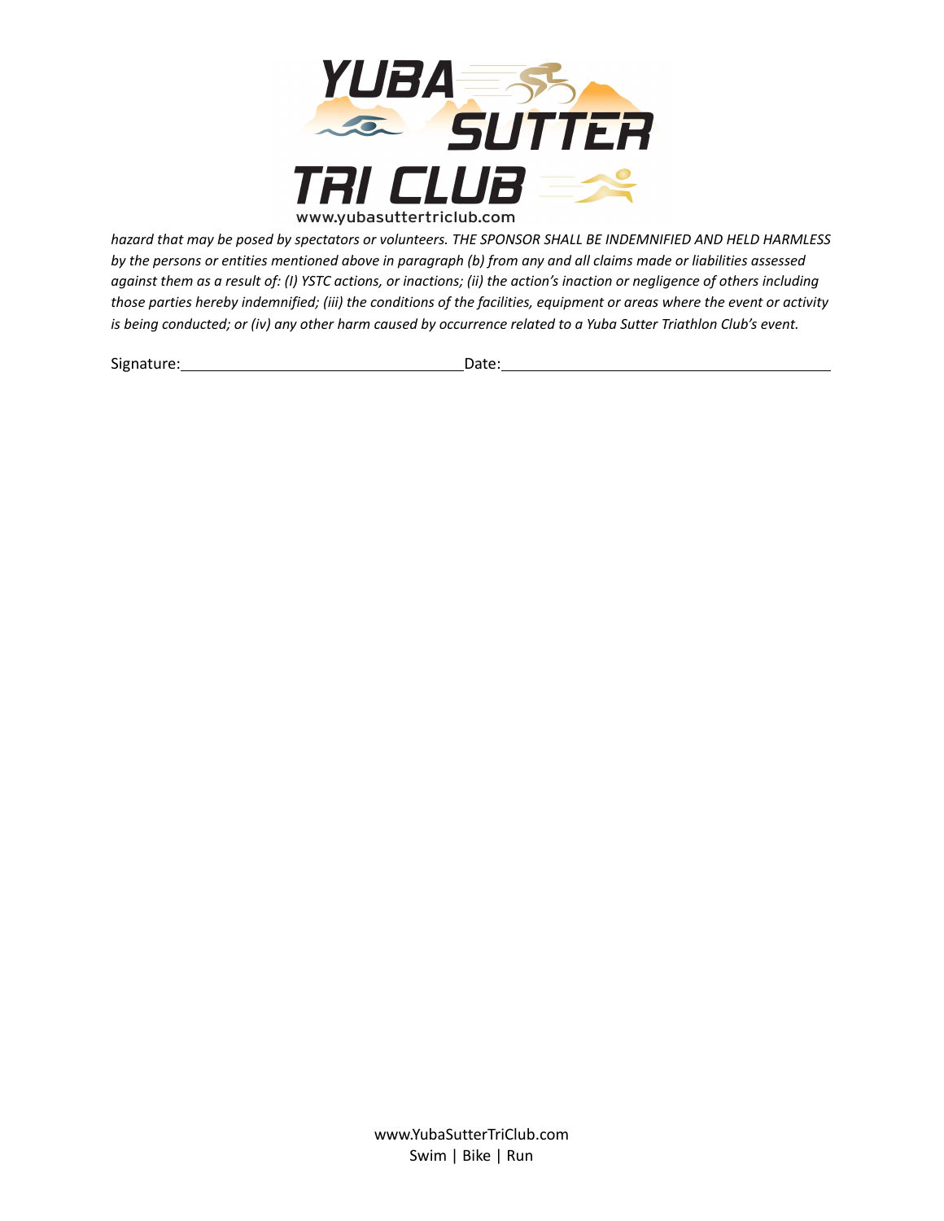*hazard that may be posed by spectators or volunteers. THE SPONSOR SHALL BE INDEMNIFIED AND HELD HARMLESS by the persons or entities mentioned above in paragraph (b) from any and all claims made or liabilities assessed against them as a result of: (I) YSTC actions, or inactions; (ii) the action's inaction or negligence of others including those parties hereby indemnified; (iii) the conditions of the facilities, equipment or areas where the event or activity is being conducted; or (iv) any other harm caused by occurrence related to a Yuba Sutter Triathlon Club's event.*

Signature:______________________________ Date:____________________________________